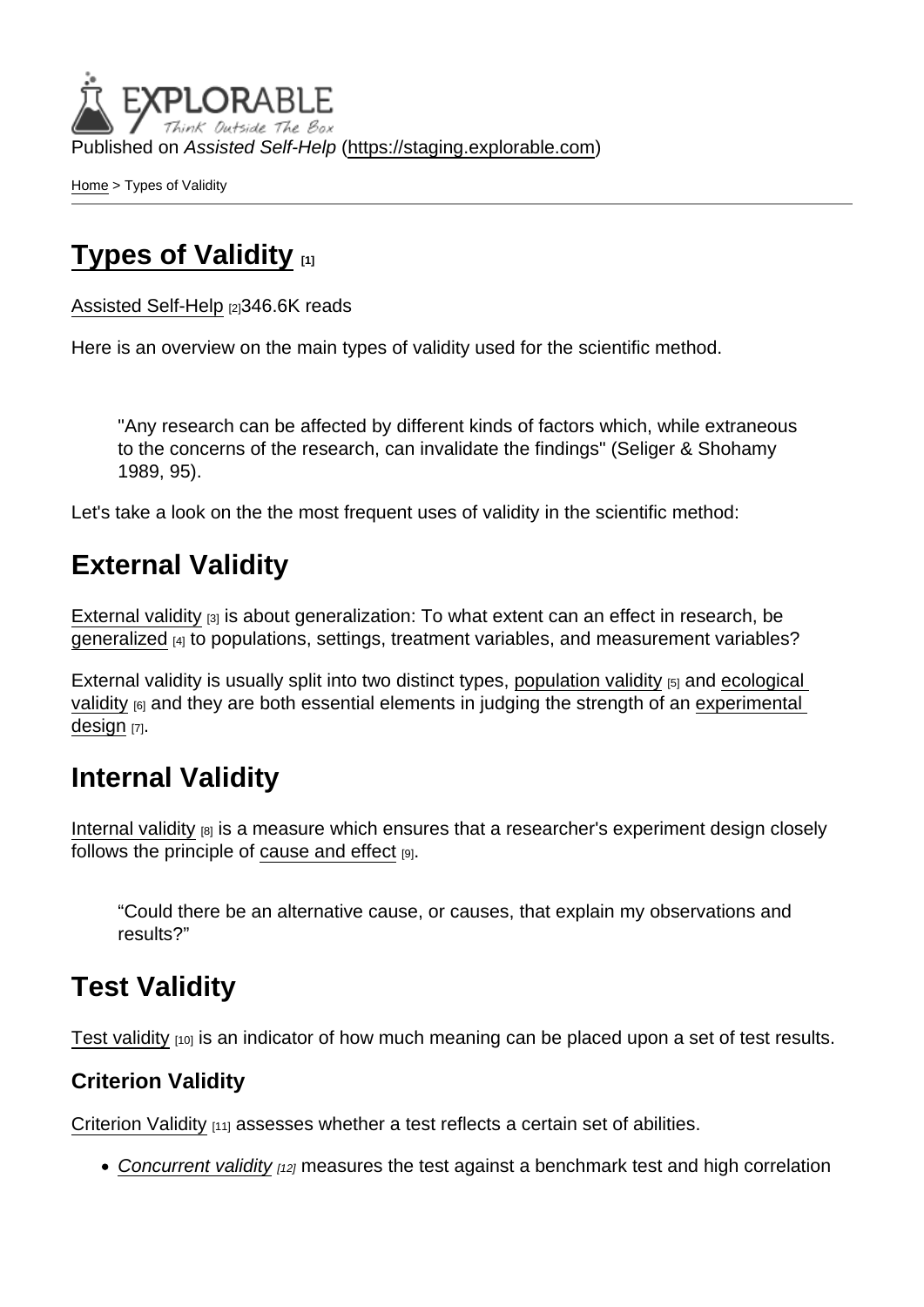Published on *Assisted Self-Help* (https://staging.explorable.com)

Home > Types of Validity

# Types of Validity [1]

Assisted Self-Help [2] 346.6K reads

Here is an overview on the main types of validity used for the scientific method.

> "Any research can be affected by different kinds of factors which, while extraneous to the concerns of the research, can invalidate the findings" (Seliger & Shohamy 1989, 95).

Let's take a look on the the most frequent uses of validity in the scientific method:

## External Validity

External validity [3] is about generalization: To what extent can an effect in research, be generalized [4] to populations, settings, treatment variables, and measurement variables?

External validity is usually split into two distinct types, population validity [5] and ecological validity [6] and they are both essential elements in judging the strength of an experimental design [7].

## Internal Validity

Internal validity [8] is a measure which ensures that a researcher's experiment design closely follows the principle of cause and effect [9].

> “Could there be an alternative cause, or causes, that explain my observations and results?”

## Test Validity

Test validity [10] is an indicator of how much meaning can be placed upon a set of test results.

### Criterion Validity

Criterion Validity [11] assesses whether a test reflects a certain set of abilities.

- *Concurrent validity* [12] measures the test against a benchmark test and high correlation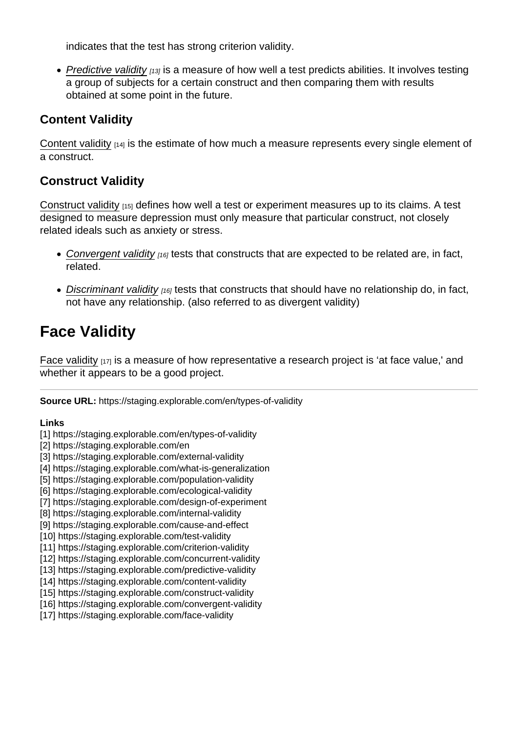indicates that the test has strong criterion validity.

- *Predictive validity* [13] is a measure of how well a test predicts abilities. It involves testing a group of subjects for a certain construct and then comparing them with results obtained at some point in the future.

### Content Validity

Content validity [14] is the estimate of how much a measure represents every single element of a construct.

### Construct Validity

Construct validity [15] defines how well a test or experiment measures up to its claims. A test designed to measure depression must only measure that particular construct, not closely related ideals such as anxiety or stress.

- *Convergent validity* [16] tests that constructs that are expected to be related are, in fact, related.
- *Discriminant validity* [16] tests that constructs that should have no relationship do, in fact, not have any relationship. (also referred to as divergent validity)

## Face Validity

Face validity [17] is a measure of how representative a research project is 'at face value,' and whether it appears to be a good project.

---

**Source URL:** https://staging.explorable.com/en/types-of-validity

**Links**
[1] https://staging.explorable.com/en/types-of-validity
[2] https://staging.explorable.com/en
[3] https://staging.explorable.com/external-validity
[4] https://staging.explorable.com/what-is-generalization
[5] https://staging.explorable.com/population-validity
[6] https://staging.explorable.com/ecological-validity
[7] https://staging.explorable.com/design-of-experiment
[8] https://staging.explorable.com/internal-validity
[9] https://staging.explorable.com/cause-and-effect
[10] https://staging.explorable.com/test-validity
[11] https://staging.explorable.com/criterion-validity
[12] https://staging.explorable.com/concurrent-validity
[13] https://staging.explorable.com/predictive-validity
[14] https://staging.explorable.com/content-validity
[15] https://staging.explorable.com/construct-validity
[16] https://staging.explorable.com/convergent-validity
[17] https://staging.explorable.com/face-validity